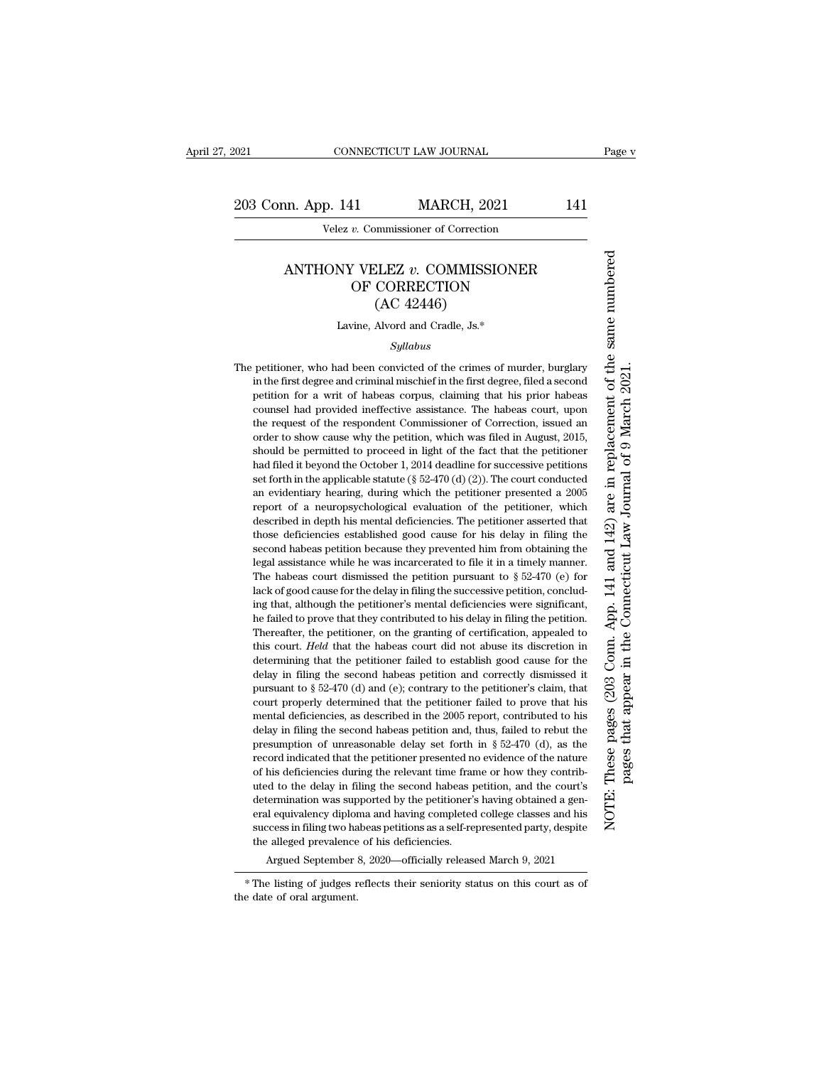# ANTHONY VELEZ *v.* COMMISSIONER OF CORRECTION

(AC 42446)

Lavine, Alvord and Cradle, Js.*

*Syllabus*

The petitioner, who had been convicted of the crimes of murder, burglary in the first degree and criminal mischief in the first degree, filed a second petition for a writ of habeas corpus, claiming that his prior habeas counsel had provided ineffective assistance. The habeas court, upon the request of the respondent Commissioner of Correction, issued an order to show cause why the petition, which was filed in August, 2015, should be permitted to proceed in light of the fact that the petitioner had filed it beyond the October 1, 2014 deadline for successive petitions set forth in the applicable statute (§ 52-470 (d) (2)). The court conducted an evidentiary hearing, during which the petitioner presented a 2005 report of a neuropsychological evaluation of the petitioner, which described in depth his mental deficiencies. The petitioner asserted that those deficiencies established good cause for his delay in filing the second habeas petition because they prevented him from obtaining the legal assistance while he was incarcerated to file it in a timely manner. The habeas court dismissed the petition pursuant to § 52-470 (e) for lack of good cause for the delay in filing the successive petition, concluding that, although the petitioner's mental deficiencies were significant, he failed to prove that they contributed to his delay in filing the petition. Thereafter, the petitioner, on the granting of certification, appealed to this court. *Held* that the habeas court did not abuse its discretion in determining that the petitioner failed to establish good cause for the delay in filing the second habeas petition and correctly dismissed it pursuant to § 52-470 (d) and (e); contrary to the petitioner's claim, that court properly determined that the petitioner failed to prove that his mental deficiencies, as described in the 2005 report, contributed to his delay in filing the second habeas petition and, thus, failed to rebut the presumption of unreasonable delay set forth in § 52-470 (d), as the record indicated that the petitioner presented no evidence of the nature of his deficiencies during the relevant time frame or how they contributed to the delay in filing the second habeas petition, and the court's determination was supported by the petitioner's having obtained a general equivalency diploma and having completed college classes and his success in filing two habeas petitions as a self-represented party, despite the alleged prevalence of his deficiencies.

Argued September 8, 2020—officially released March 9, 2021

---

\* The listing of judges reflects their seniority status on this court as of the date of oral argument.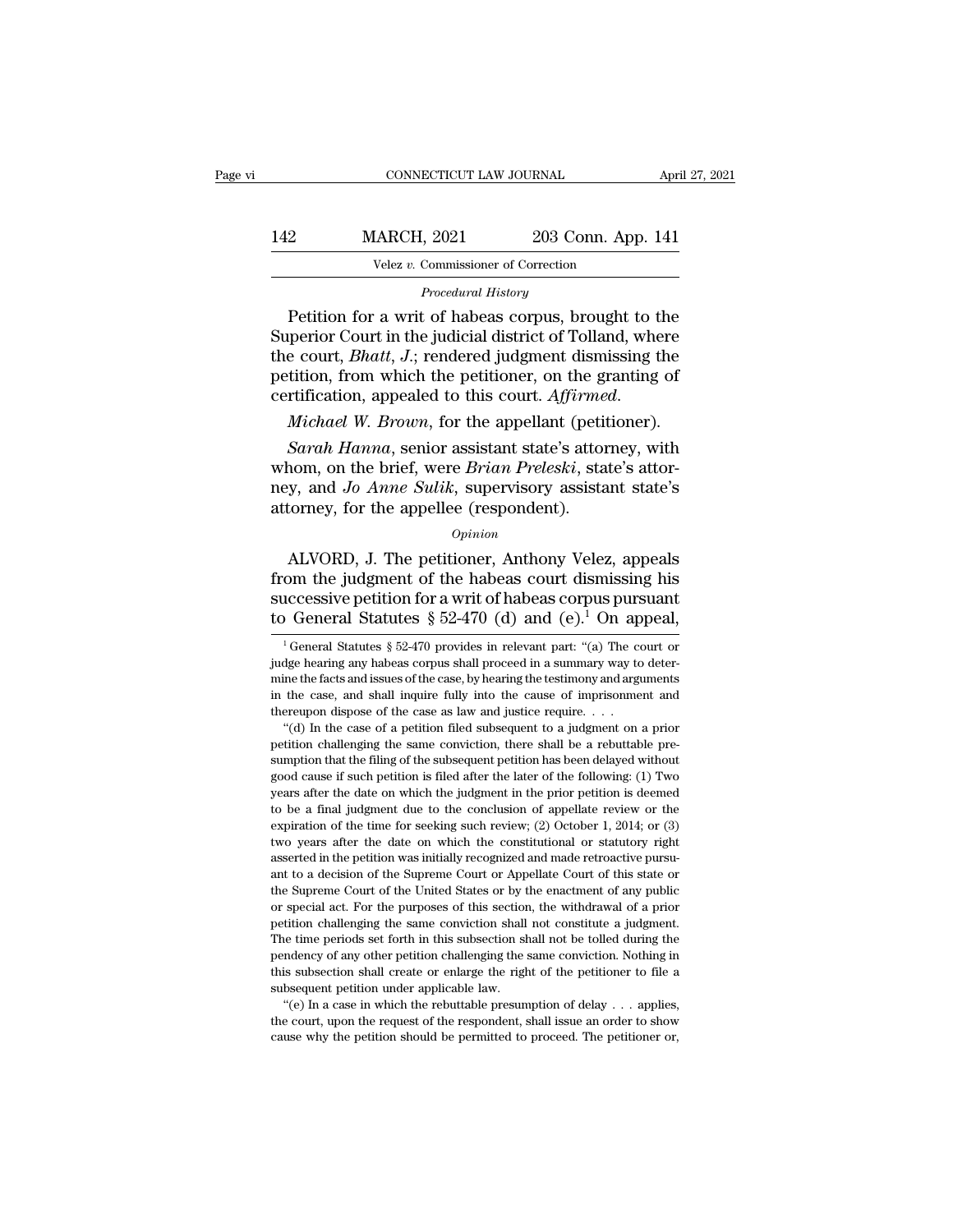*Procedural History*

Petition for a writ of habeas corpus, brought to the Superior Court in the judicial district of Tolland, where the court, *Bhatt, J.*; rendered judgment dismissing the petition, from which the petitioner, on the granting of certification, appealed to this court. *Affirmed.*

*Michael W. Brown*, for the appellant (petitioner).

*Sarah Hanna*, senior assistant state's attorney, with whom, on the brief, were *Brian Preleski*, state's attorney, and *Jo Anne Sulik*, supervisory assistant state's attorney, for the appellee (respondent).

*Opinion*

ALVORD, J. The petitioner, Anthony Velez, appeals from the judgment of the habeas court dismissing his successive petition for a writ of habeas corpus pursuant to General Statutes § 52-470 (d) and (e).[1] On appeal,

[1] General Statutes § 52-470 provides in relevant part: "(a) The court or judge hearing any habeas corpus shall proceed in a summary way to determine the facts and issues of the case, by hearing the testimony and arguments in the case, and shall inquire fully into the cause of imprisonment and thereupon dispose of the case as law and justice require. . . .

"(d) In the case of a petition filed subsequent to a judgment on a prior petition challenging the same conviction, there shall be a rebuttable presumption that the filing of the subsequent petition has been delayed without good cause if such petition is filed after the later of the following: (1) Two years after the date on which the judgment in the prior petition is deemed to be a final judgment due to the conclusion of appellate review or the expiration of the time for seeking such review; (2) October 1, 2014; or (3) two years after the date on which the constitutional or statutory right asserted in the petition was initially recognized and made retroactive pursuant to a decision of the Supreme Court or Appellate Court of this state or the Supreme Court of the United States or by the enactment of any public or special act. For the purposes of this section, the withdrawal of a prior petition challenging the same conviction shall not constitute a judgment. The time periods set forth in this subsection shall not be tolled during the pendency of any other petition challenging the same conviction. Nothing in this subsection shall create or enlarge the right of the petitioner to file a subsequent petition under applicable law.

"(e) In a case in which the rebuttable presumption of delay . . . applies, the court, upon the request of the respondent, shall issue an order to show cause why the petition should be permitted to proceed. The petitioner or,